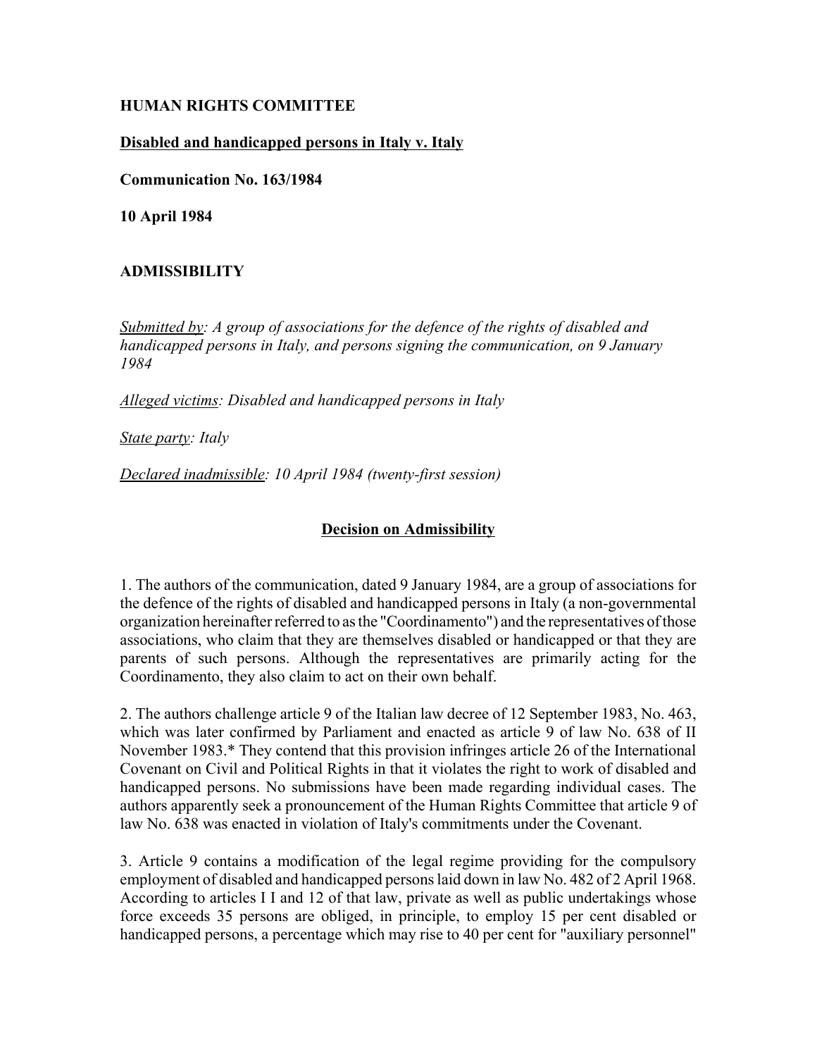**HUMAN RIGHTS COMMITTEE**

**Disabled and handicapped persons in Italy v. Italy**

**Communication No. 163/1984**

**10 April 1984**

**ADMISSIBILITY**

*Submitted by: A group of associations for the defence of the rights of disabled and handicapped persons in Italy, and persons signing the communication, on 9 January 1984*

*Alleged victims: Disabled and handicapped persons in Italy*

*State party: Italy*

*Declared inadmissible: 10 April 1984 (twenty-first session)*

**Decision on Admissibility**

1. The authors of the communication, dated 9 January 1984, are a group of associations for the defence of the rights of disabled and handicapped persons in Italy (a non-governmental organization hereinafter referred to as the "Coordinamento") and the representatives of those associations, who claim that they are themselves disabled or handicapped or that they are parents of such persons. Although the representatives are primarily acting for the Coordinamento, they also claim to act on their own behalf.

2. The authors challenge article 9 of the Italian law decree of 12 September 1983, No. 463, which was later confirmed by Parliament and enacted as article 9 of law No. 638 of II November 1983.* They contend that this provision infringes article 26 of the International Covenant on Civil and Political Rights in that it violates the right to work of disabled and handicapped persons. No submissions have been made regarding individual cases. The authors apparently seek a pronouncement of the Human Rights Committee that article 9 of law No. 638 was enacted in violation of Italy's commitments under the Covenant.

3. Article 9 contains a modification of the legal regime providing for the compulsory employment of disabled and handicapped persons laid down in law No. 482 of 2 April 1968. According to articles I I and 12 of that law, private as well as public undertakings whose force exceeds 35 persons are obliged, in principle, to employ 15 per cent disabled or handicapped persons, a percentage which may rise to 40 per cent for "auxiliary personnel"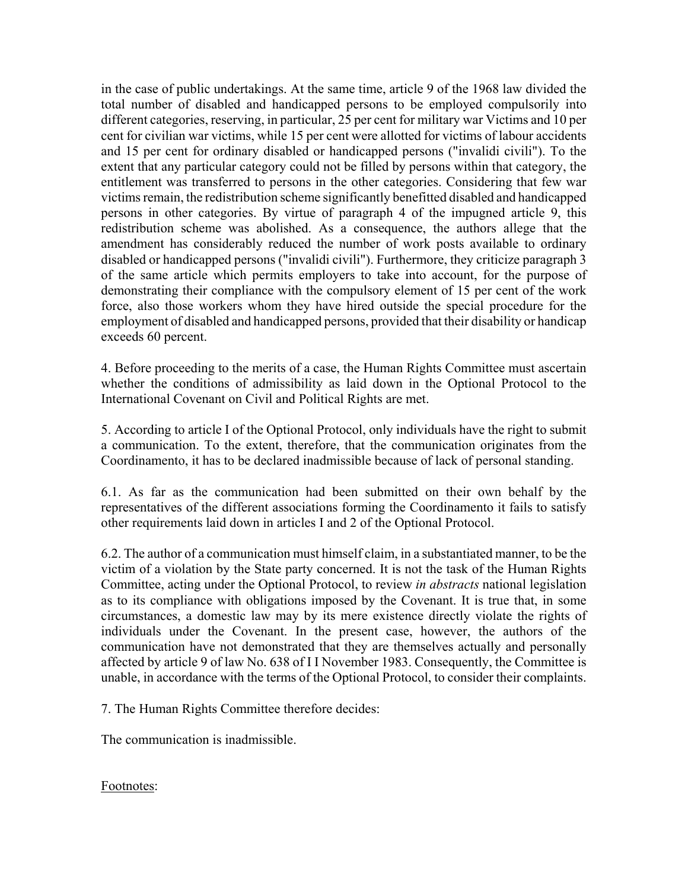in the case of public undertakings. At the same time, article 9 of the 1968 law divided the total number of disabled and handicapped persons to be employed compulsorily into different categories, reserving, in particular, 25 per cent for military war Victims and 10 per cent for civilian war victims, while 15 per cent were allotted for victims of labour accidents and 15 per cent for ordinary disabled or handicapped persons ("invalidi civili"). To the extent that any particular category could not be filled by persons within that category, the entitlement was transferred to persons in the other categories. Considering that few war victims remain, the redistribution scheme significantly benefitted disabled and handicapped persons in other categories. By virtue of paragraph 4 of the impugned article 9, this redistribution scheme was abolished. As a consequence, the authors allege that the amendment has considerably reduced the number of work posts available to ordinary disabled or handicapped persons ("invalidi civili"). Furthermore, they criticize paragraph 3 of the same article which permits employers to take into account, for the purpose of demonstrating their compliance with the compulsory element of 15 per cent of the work force, also those workers whom they have hired outside the special procedure for the employment of disabled and handicapped persons, provided that their disability or handicap exceeds 60 percent.

4. Before proceeding to the merits of a case, the Human Rights Committee must ascertain whether the conditions of admissibility as laid down in the Optional Protocol to the International Covenant on Civil and Political Rights are met.

5. According to article I of the Optional Protocol, only individuals have the right to submit a communication. To the extent, therefore, that the communication originates from the Coordinamento, it has to be declared inadmissible because of lack of personal standing.

6.1. As far as the communication had been submitted on their own behalf by the representatives of the different associations forming the Coordinamento it fails to satisfy other requirements laid down in articles I and 2 of the Optional Protocol.

6.2. The author of a communication must himself claim, in a substantiated manner, to be the victim of a violation by the State party concerned. It is not the task of the Human Rights Committee, acting under the Optional Protocol, to review *in abstracts* national legislation as to its compliance with obligations imposed by the Covenant. It is true that, in some circumstances, a domestic law may by its mere existence directly violate the rights of individuals under the Covenant. In the present case, however, the authors of the communication have not demonstrated that they are themselves actually and personally affected by article 9 of law No. 638 of I I November 1983. Consequently, the Committee is unable, in accordance with the terms of the Optional Protocol, to consider their complaints.

7. The Human Rights Committee therefore decides:

The communication is inadmissible.

Footnotes: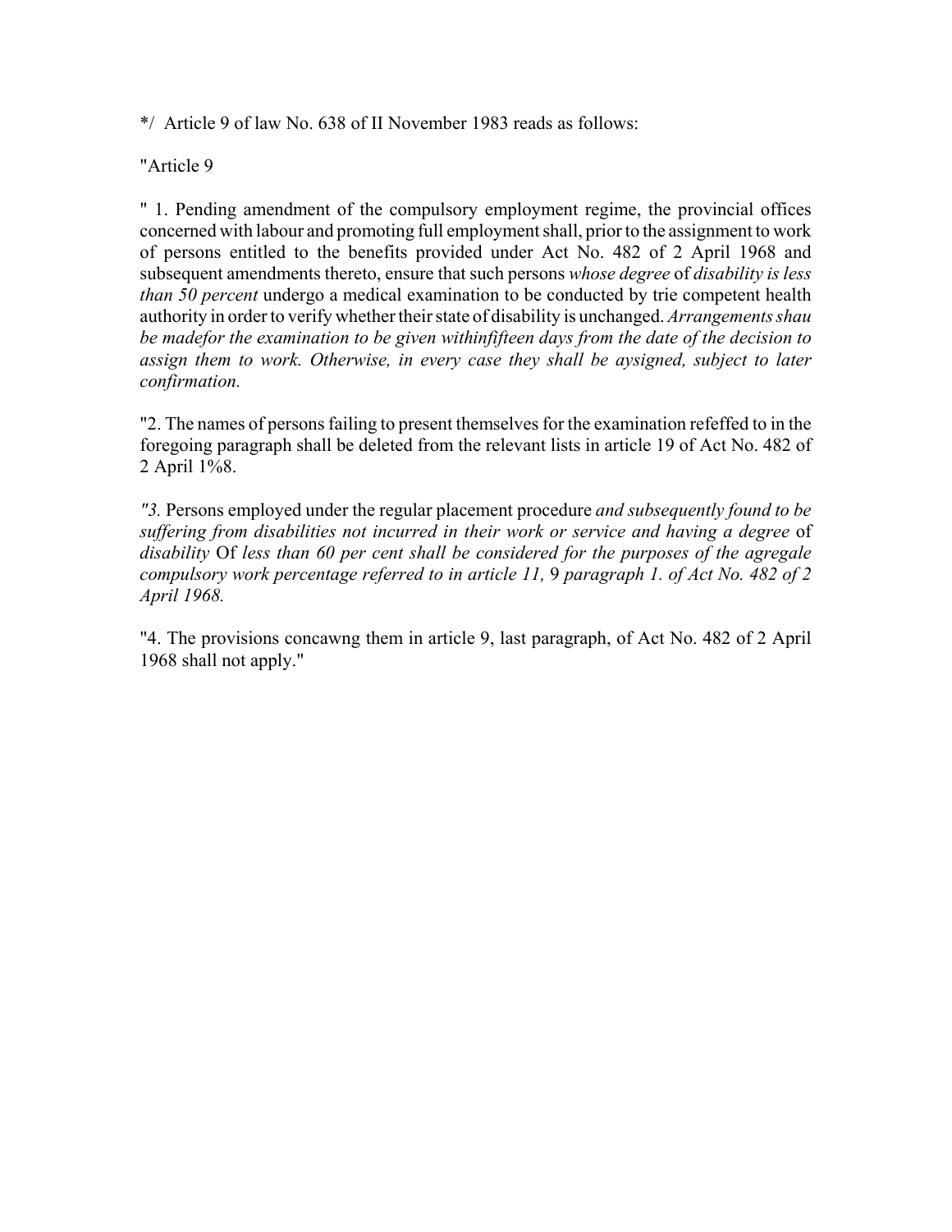*/ Article 9 of law No. 638 of II November 1983 reads as follows:

"Article 9

" 1. Pending amendment of the compulsory employment regime, the provincial offices concerned with labour and promoting full employment shall, prior to the assignment to work of persons entitled to the benefits provided under Act No. 482 of 2 April 1968 and subsequent amendments thereto, ensure that such persons *whose degree* of *disability is less than 50 percent* undergo a medical examination to be conducted by trie competent health authority in order to verify whether their state of disability is unchanged. *Arrangements shau be madefor the examination to be given withinfifteen days from the date of the decision to assign them to work. Otherwise, in every case they shall be aysigned, subject to later confirmation.*

"2. The names of persons failing to present themselves for the examination refeffed to in the foregoing paragraph shall be deleted from the relevant lists in article 19 of Act No. 482 of 2 April 1%8.

*"3.* Persons employed under the regular placement procedure *and subsequently found to be suffering from disabilities not incurred in their work or service and having a degree* of *disability* Of *less than 60 per cent shall be considered for the purposes of the agregale compulsory work percentage referred to in article 11,* 9 *paragraph 1. of Act No. 482 of 2 April 1968.*

"4. The provisions concawng them in article 9, last paragraph, of Act No. 482 of 2 April 1968 shall not apply."